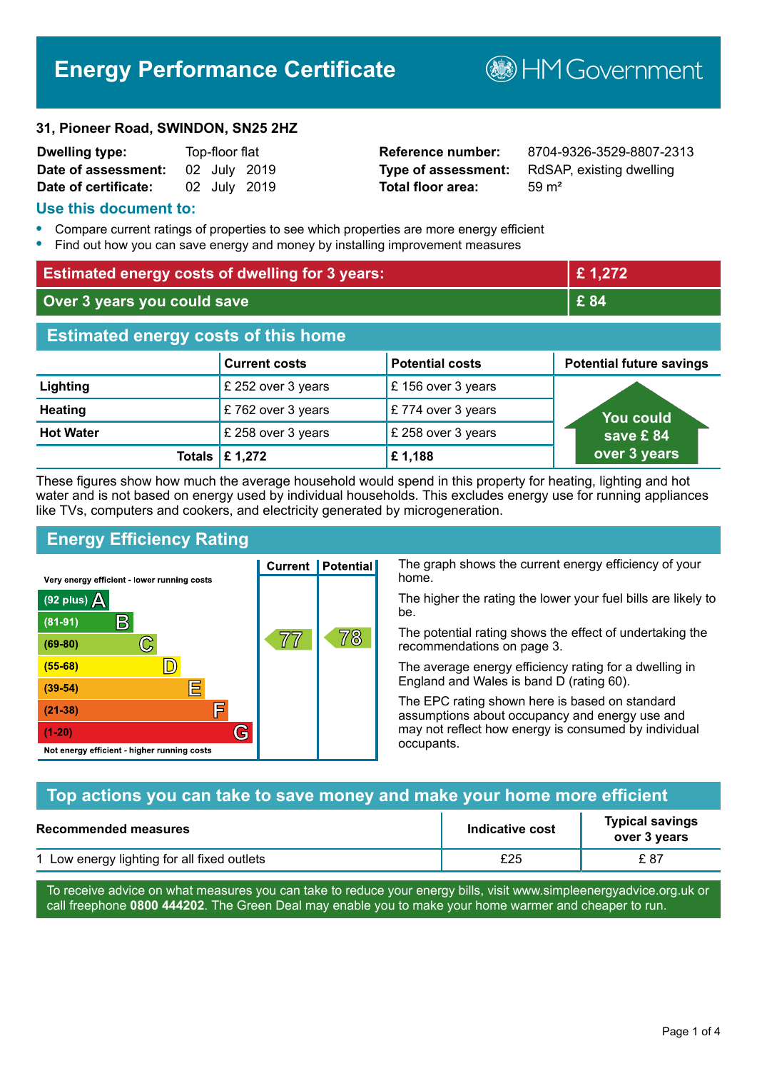# Energy Performance Certificate

HM Government

**31, Pioneer Road, SWINDON, SN25 2HZ**

| | | | |
|---|---|---|---|
| **Dwelling type:** | Top-floor flat | **Reference number:** | 8704-9326-3529-8807-2313 |
| **Date of assessment:** | 02 July 2019 | **Type of assessment:** | RdSAP, existing dwelling |
| **Date of certificate:** | 02 July 2019 | **Total floor area:** | 59 m² |

## Use this document to:

- Compare current ratings of properties to see which properties are more energy efficient
- Find out how you can save energy and money by installing improvement measures

| | |
|---|---|
| **Estimated energy costs of dwelling for 3 years:** | **£ 1,272** |
| **Over 3 years you could save** | **£ 84** |

## Estimated energy costs of this home

| | Current costs | Potential costs | Potential future savings |
|---|---|---|---|
| **Lighting** | £ 252 over 3 years | £ 156 over 3 years | You could save £ 84 over 3 years |
| **Heating** | £ 762 over 3 years | £ 774 over 3 years | |
| **Hot Water** | £ 258 over 3 years | £ 258 over 3 years | |
| **Totals** | **£ 1,272** | **£ 1,188** | |

These figures show how much the average household would spend in this property for heating, lighting and hot water and is not based on energy used by individual households. This excludes energy use for running appliances like TVs, computers and cookers, and electricity generated by microgeneration.

## Energy Efficiency Rating

Very energy efficient - lower running costs

| Rating | Band | Current | Potential |
|---|---|---|---|
| (92 plus) | A | | |
| (81-91) | B | | |
| (69-80) | C | 77 | 78 |
| (55-68) | D | | |
| (39-54) | E | | |
| (21-38) | F | | |
| (1-20) | G | | |

Not energy efficient - higher running costs

The graph shows the current energy efficiency of your home.

The higher the rating the lower your fuel bills are likely to be.

The potential rating shows the effect of undertaking the recommendations on page 3.

The average energy efficiency rating for a dwelling in England and Wales is band D (rating 60).

The EPC rating shown here is based on standard assumptions about occupancy and energy use and may not reflect how energy is consumed by individual occupants.

## Top actions you can take to save money and make your home more efficient

| Recommended measures | Indicative cost | Typical savings over 3 years |
|---|---|---|
| 1 Low energy lighting for all fixed outlets | £25 | £ 87 |

To receive advice on what measures you can take to reduce your energy bills, visit www.simpleenergyadvice.org.uk or call freephone **0800 444202**. The Green Deal may enable you to make your home warmer and cheaper to run.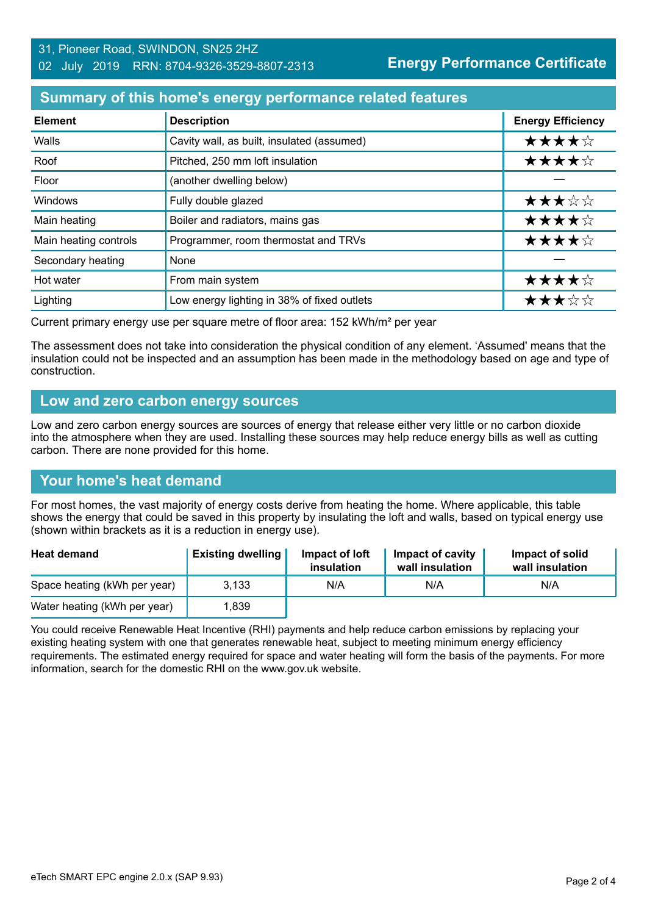31, Pioneer Road, SWINDON, SN25 2HZ
02 July 2019 RRN: 8704-9326-3529-8807-2313

**Energy Performance Certificate**

## Summary of this home's energy performance related features

| Element | Description | Energy Efficiency |
|---|---|---|
| Walls | Cavity wall, as built, insulated (assumed) | ★★★★☆ |
| Roof | Pitched, 250 mm loft insulation | ★★★★☆ |
| Floor | (another dwelling below) | — |
| Windows | Fully double glazed | ★★★☆☆ |
| Main heating | Boiler and radiators, mains gas | ★★★★☆ |
| Main heating controls | Programmer, room thermostat and TRVs | ★★★★☆ |
| Secondary heating | None | — |
| Hot water | From main system | ★★★★☆ |
| Lighting | Low energy lighting in 38% of fixed outlets | ★★★☆☆ |

Current primary energy use per square metre of floor area: 152 kWh/m² per year

The assessment does not take into consideration the physical condition of any element. 'Assumed' means that the insulation could not be inspected and an assumption has been made in the methodology based on age and type of construction.

## Low and zero carbon energy sources

Low and zero carbon energy sources are sources of energy that release either very little or no carbon dioxide into the atmosphere when they are used. Installing these sources may help reduce energy bills as well as cutting carbon. There are none provided for this home.

## Your home's heat demand

For most homes, the vast majority of energy costs derive from heating the home. Where applicable, this table shows the energy that could be saved in this property by insulating the loft and walls, based on typical energy use (shown within brackets as it is a reduction in energy use).

| Heat demand | Existing dwelling | Impact of loft insulation | Impact of cavity wall insulation | Impact of solid wall insulation |
|---|---|---|---|---|
| Space heating (kWh per year) | 3,133 | N/A | N/A | N/A |
| Water heating (kWh per year) | 1,839 | | | |

You could receive Renewable Heat Incentive (RHI) payments and help reduce carbon emissions by replacing your existing heating system with one that generates renewable heat, subject to meeting minimum energy efficiency requirements. The estimated energy required for space and water heating will form the basis of the payments. For more information, search for the domestic RHI on the www.gov.uk website.

eTech SMART EPC engine 2.0.x (SAP 9.93)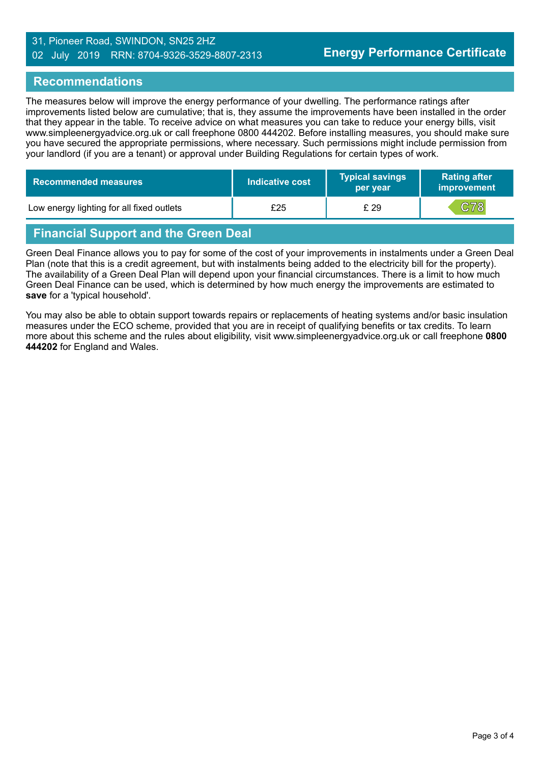31, Pioneer Road, SWINDON, SN25 2HZ
02 July 2019 RRN: 8704-9326-3529-8807-2313

**Energy Performance Certificate**

## Recommendations

The measures below will improve the energy performance of your dwelling. The performance ratings after improvements listed below are cumulative; that is, they assume the improvements have been installed in the order that they appear in the table. To receive advice on what measures you can take to reduce your energy bills, visit www.simpleenergyadvice.org.uk or call freephone 0800 444202. Before installing measures, you should make sure you have secured the appropriate permissions, where necessary. Such permissions might include permission from your landlord (if you are a tenant) or approval under Building Regulations for certain types of work.

| Recommended measures | Indicative cost | Typical savings per year | Rating after improvement |
|---|---|---|---|
| Low energy lighting for all fixed outlets | £25 | £ 29 | C78 |

## Financial Support and the Green Deal

Green Deal Finance allows you to pay for some of the cost of your improvements in instalments under a Green Deal Plan (note that this is a credit agreement, but with instalments being added to the electricity bill for the property). The availability of a Green Deal Plan will depend upon your financial circumstances. There is a limit to how much Green Deal Finance can be used, which is determined by how much energy the improvements are estimated to **save** for a 'typical household'.

You may also be able to obtain support towards repairs or replacements of heating systems and/or basic insulation measures under the ECO scheme, provided that you are in receipt of qualifying benefits or tax credits. To learn more about this scheme and the rules about eligibility, visit www.simpleenergyadvice.org.uk or call freephone **0800 444202** for England and Wales.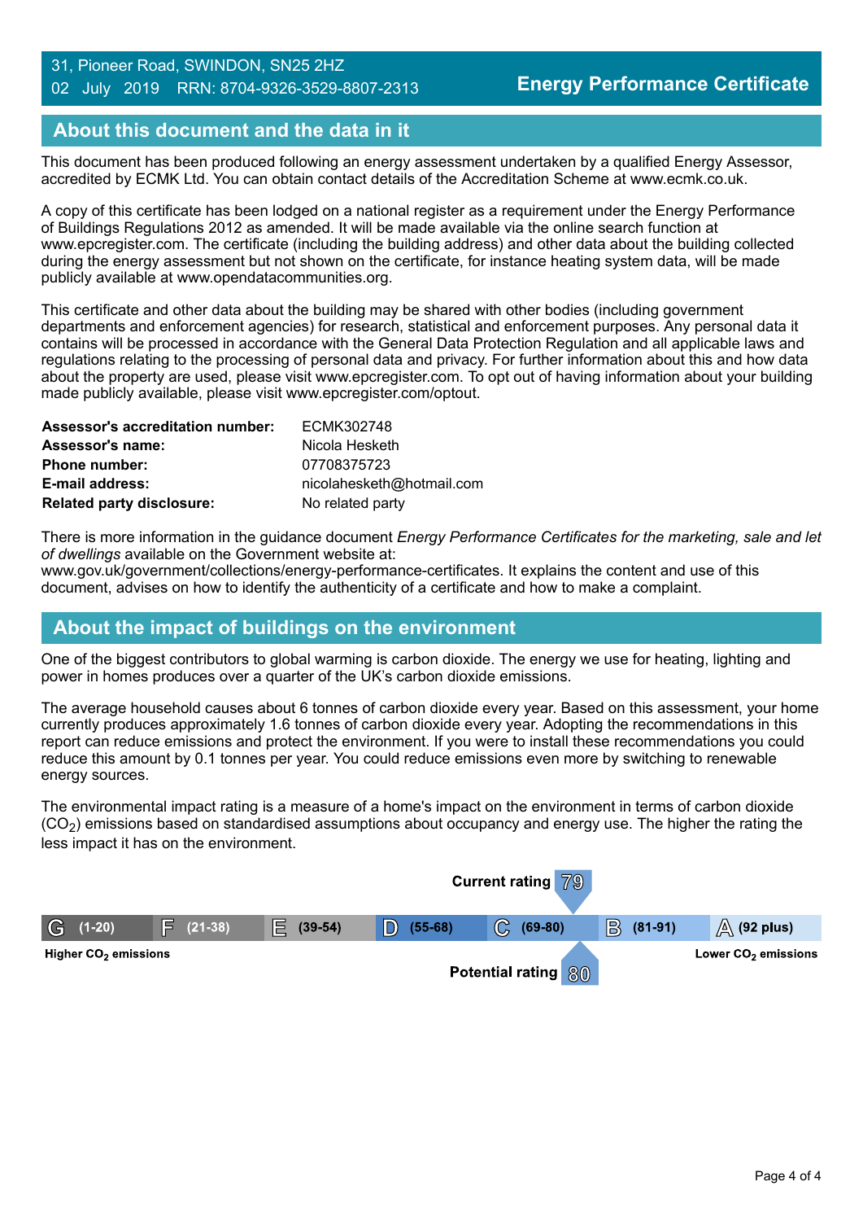31, Pioneer Road, SWINDON, SN25 2HZ
02 July 2019 RRN: 8704-9326-3529-8807-2313

**Energy Performance Certificate**

## About this document and the data in it

This document has been produced following an energy assessment undertaken by a qualified Energy Assessor, accredited by ECMK Ltd. You can obtain contact details of the Accreditation Scheme at www.ecmk.co.uk.

A copy of this certificate has been lodged on a national register as a requirement under the Energy Performance of Buildings Regulations 2012 as amended. It will be made available via the online search function at www.epcregister.com. The certificate (including the building address) and other data about the building collected during the energy assessment but not shown on the certificate, for instance heating system data, will be made publicly available at www.opendatacommunities.org.

This certificate and other data about the building may be shared with other bodies (including government departments and enforcement agencies) for research, statistical and enforcement purposes. Any personal data it contains will be processed in accordance with the General Data Protection Regulation and all applicable laws and regulations relating to the processing of personal data and privacy. For further information about this and how data about the property are used, please visit www.epcregister.com. To opt out of having information about your building made publicly available, please visit www.epcregister.com/optout.

| | |
|---|---|
| **Assessor's accreditation number:** | ECMK302748 |
| **Assessor's name:** | Nicola Hesketh |
| **Phone number:** | 07708375723 |
| **E-mail address:** | nicolahesketh@hotmail.com |
| **Related party disclosure:** | No related party |

There is more information in the guidance document *Energy Performance Certificates for the marketing, sale and let of dwellings* available on the Government website at: www.gov.uk/government/collections/energy-performance-certificates. It explains the content and use of this document, advises on how to identify the authenticity of a certificate and how to make a complaint.

## About the impact of buildings on the environment

One of the biggest contributors to global warming is carbon dioxide. The energy we use for heating, lighting and power in homes produces over a quarter of the UK's carbon dioxide emissions.

The average household causes about 6 tonnes of carbon dioxide every year. Based on this assessment, your home currently produces approximately 1.6 tonnes of carbon dioxide every year. Adopting the recommendations in this report can reduce emissions and protect the environment. If you were to install these recommendations you could reduce this amount by 0.1 tonnes per year. You could reduce emissions even more by switching to renewable energy sources.

The environmental impact rating is a measure of a home's impact on the environment in terms of carbon dioxide ($CO_2$) emissions based on standardised assumptions about occupancy and energy use. The higher the rating the less impact it has on the environment.

Current rating 79

G (1-20)
F (21-38)
E (39-54)
D (55-68)
C (69-80)
B (81-91)
A (92 plus)

Higher $CO_2$ emissions
Lower $CO_2$ emissions

Potential rating 80